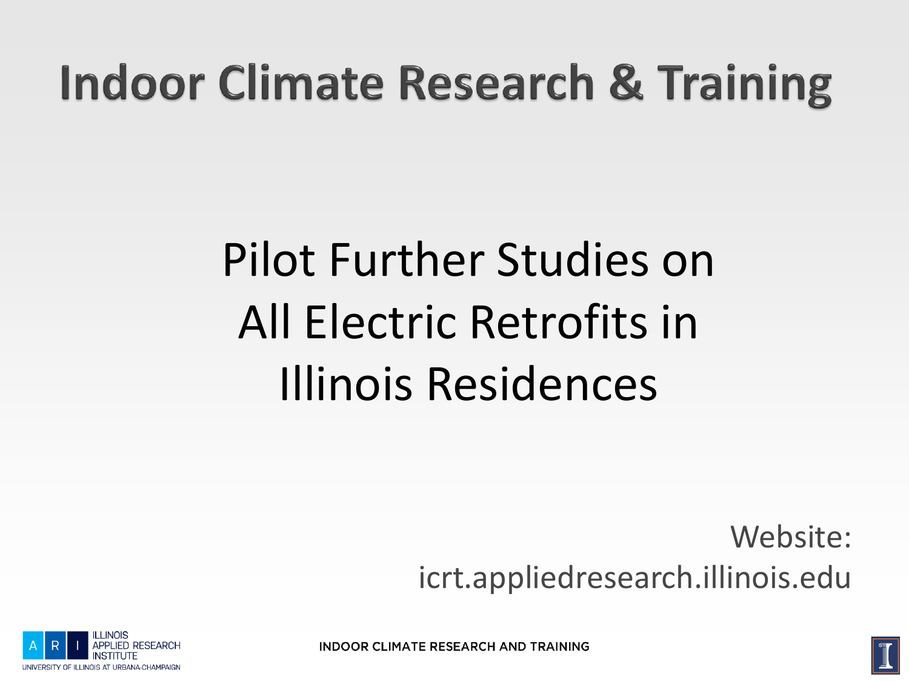# Indoor Climate Research & Training

## Pilot Further Studies on All Electric Retrofits in Illinois Residences

Website:
icrt.appliedresearch.illinois.edu

ILLINOIS APPLIED RESEARCH INSTITUTE
UNIVERSITY OF ILLINOIS AT URBANA-CHAMPAIGN

INDOOR CLIMATE RESEARCH AND TRAINING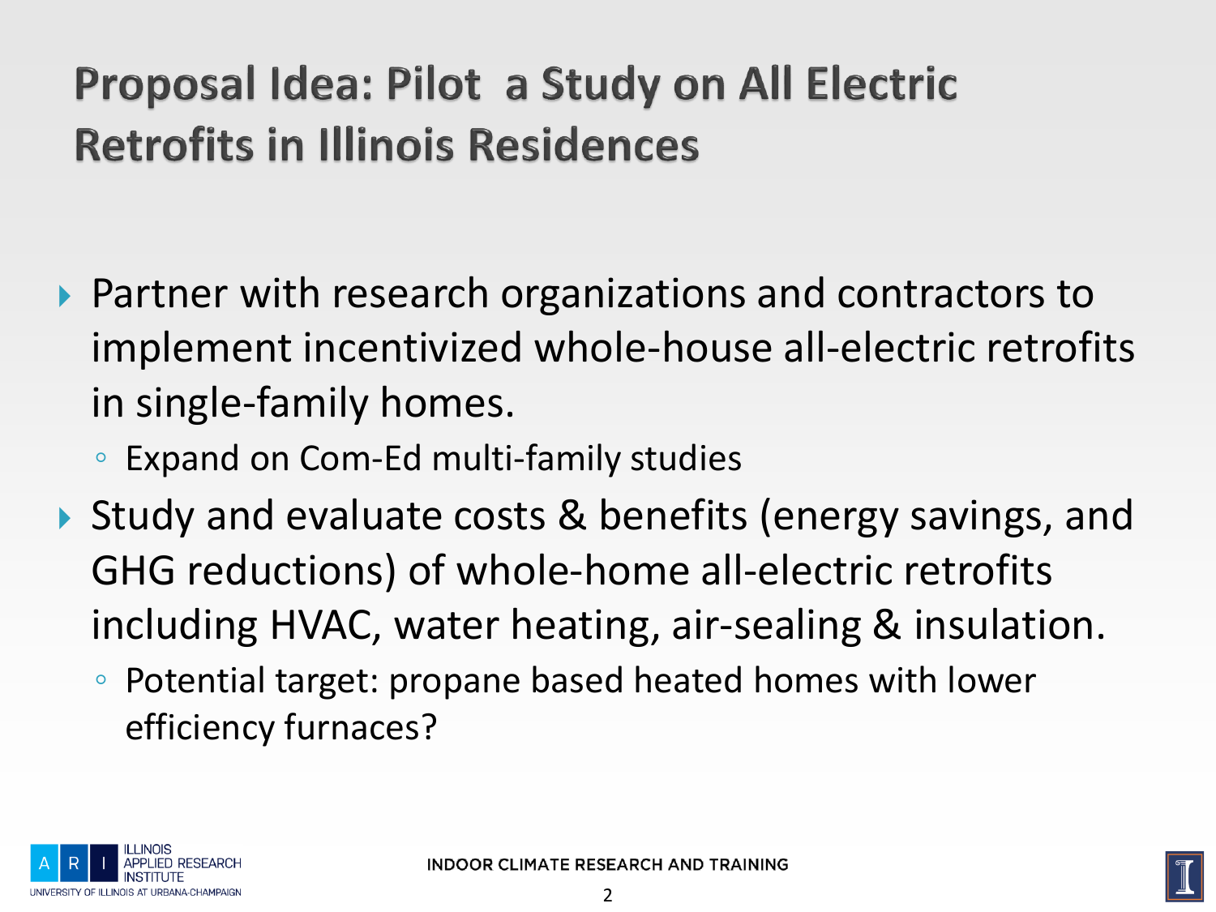# Proposal Idea: Pilot a Study on All Electric Retrofits in Illinois Residences

- Partner with research organizations and contractors to implement incentivized whole-house all-electric retrofits in single-family homes.
  - Expand on Com-Ed multi-family studies
- Study and evaluate costs & benefits (energy savings, and GHG reductions) of whole-home all-electric retrofits including HVAC, water heating, air-sealing & insulation.
  - Potential target: propane based heated homes with lower efficiency furnaces?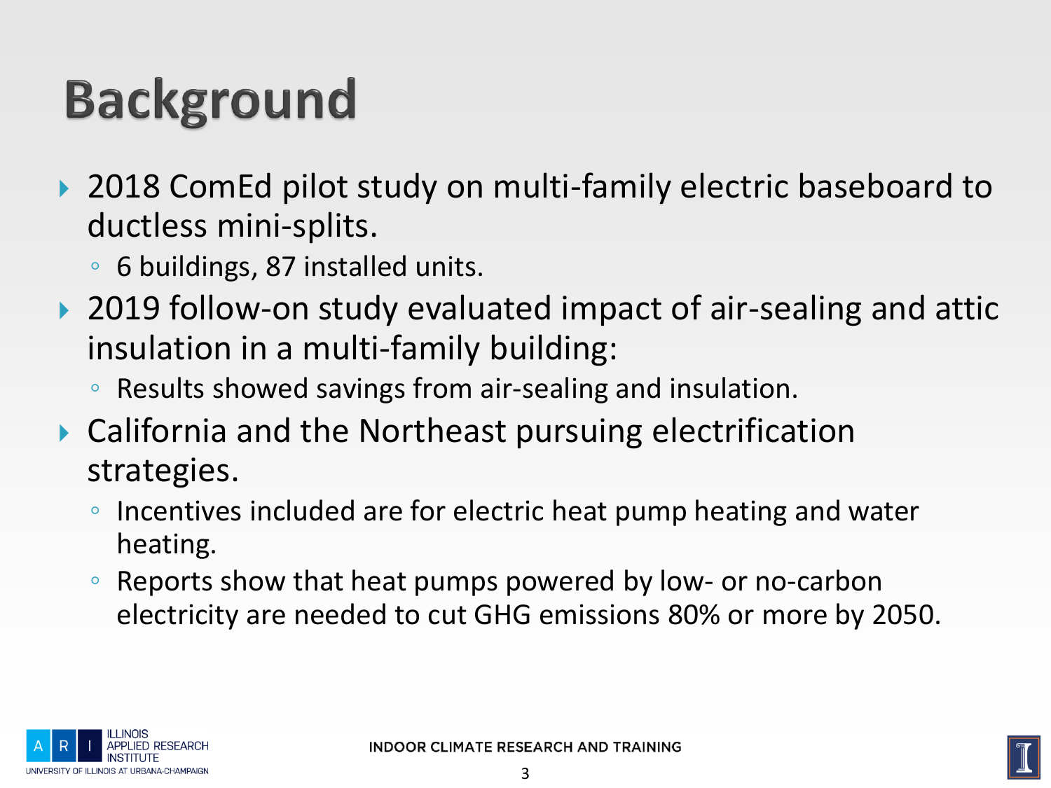# Background

- 2018 ComEd pilot study on multi-family electric baseboard to ductless mini-splits.
  - 6 buildings, 87 installed units.
- 2019 follow-on study evaluated impact of air-sealing and attic insulation in a multi-family building:
  - Results showed savings from air-sealing and insulation.
- California and the Northeast pursuing electrification strategies.
  - Incentives included are for electric heat pump heating and water heating.
  - Reports show that heat pumps powered by low- or no-carbon electricity are needed to cut GHG emissions 80% or more by 2050.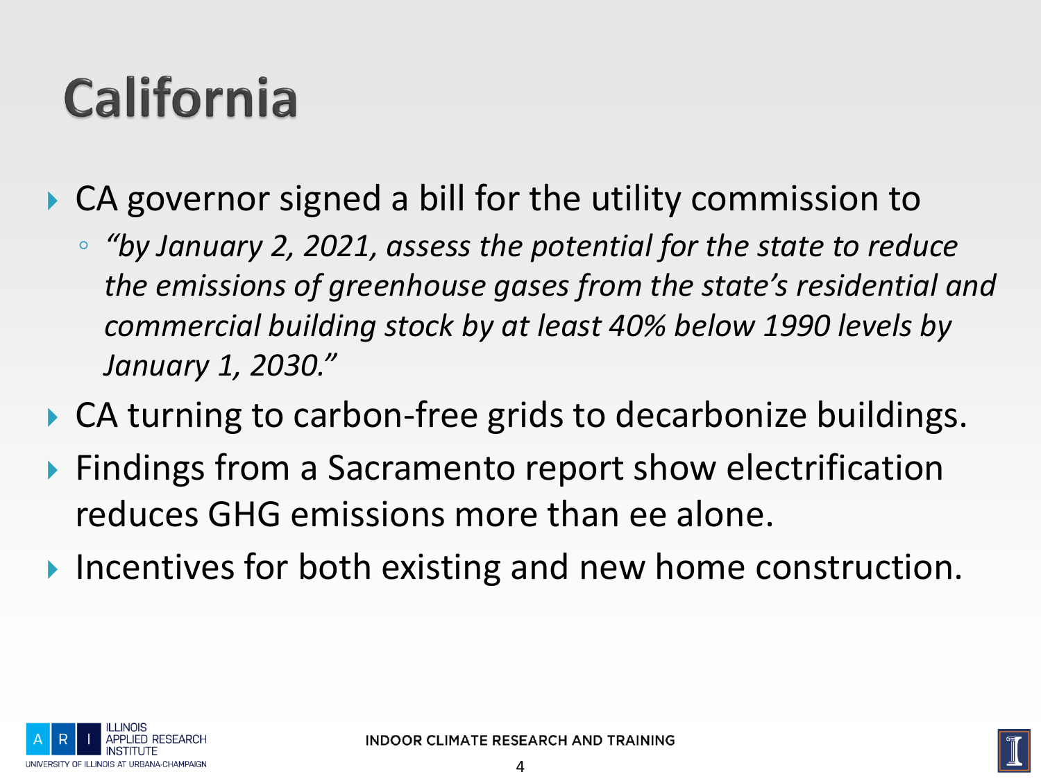# California

- CA governor signed a bill for the utility commission to
  - *"by January 2, 2021, assess the potential for the state to reduce the emissions of greenhouse gases from the state's residential and commercial building stock by at least 40% below 1990 levels by January 1, 2030."*
- CA turning to carbon-free grids to decarbonize buildings.
- Findings from a Sacramento report show electrification reduces GHG emissions more than ee alone.
- Incentives for both existing and new home construction.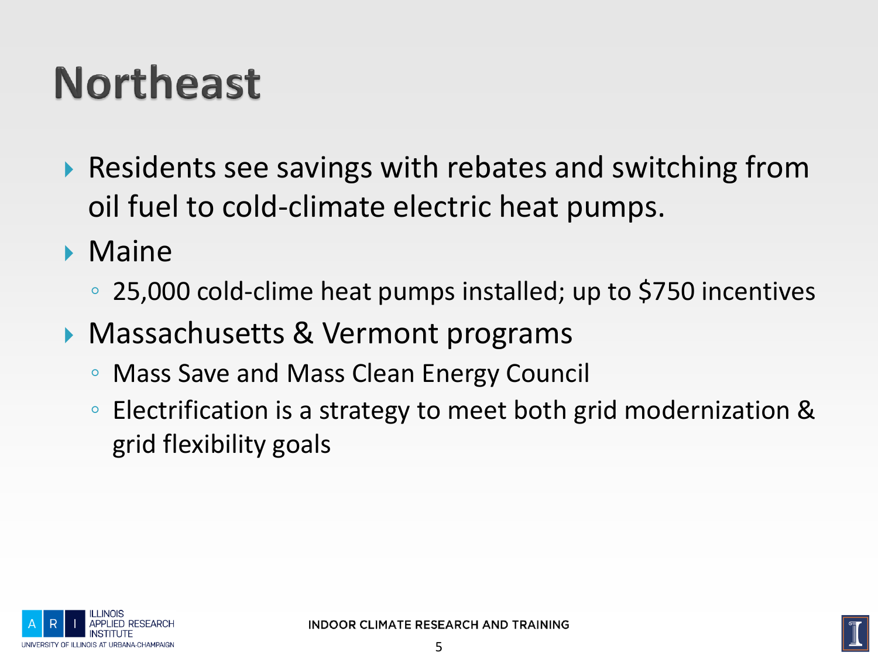# Northeast

- Residents see savings with rebates and switching from oil fuel to cold-climate electric heat pumps.
- Maine
  - 25,000 cold-clime heat pumps installed; up to $750 incentives
- Massachusetts & Vermont programs
  - Mass Save and Mass Clean Energy Council
  - Electrification is a strategy to meet both grid modernization & grid flexibility goals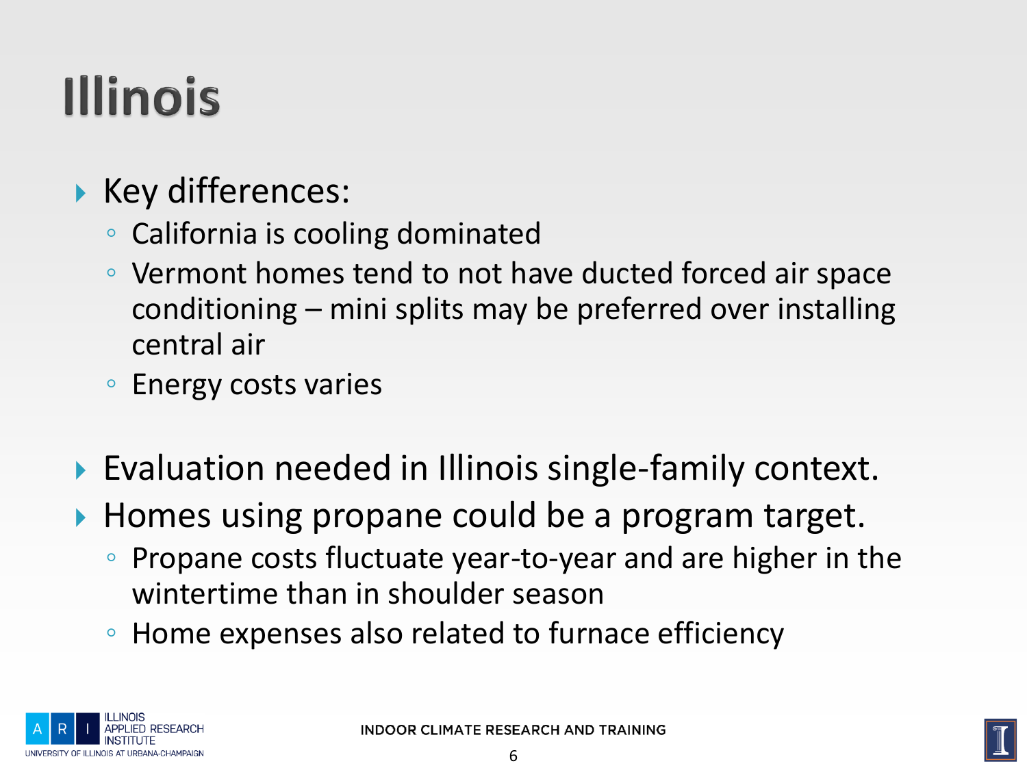# Illinois

- Key differences:
  - California is cooling dominated
  - Vermont homes tend to not have ducted forced air space conditioning – mini splits may be preferred over installing central air
  - Energy costs varies

- Evaluation needed in Illinois single-family context.
- Homes using propane could be a program target.
  - Propane costs fluctuate year-to-year and are higher in the wintertime than in shoulder season
  - Home expenses also related to furnace efficiency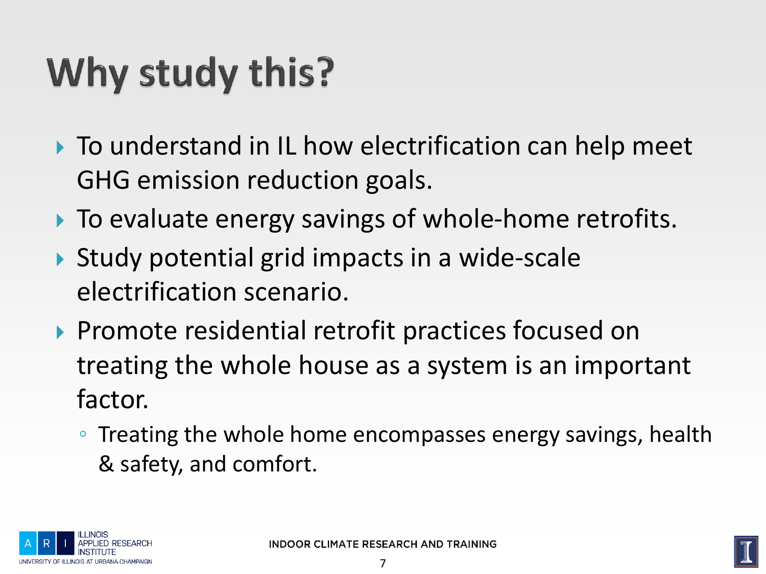# Why study this?

- To understand in IL how electrification can help meet GHG emission reduction goals.
- To evaluate energy savings of whole-home retrofits.
- Study potential grid impacts in a wide-scale electrification scenario.
- Promote residential retrofit practices focused on treating the whole house as a system is an important factor.
  - Treating the whole home encompasses energy savings, health & safety, and comfort.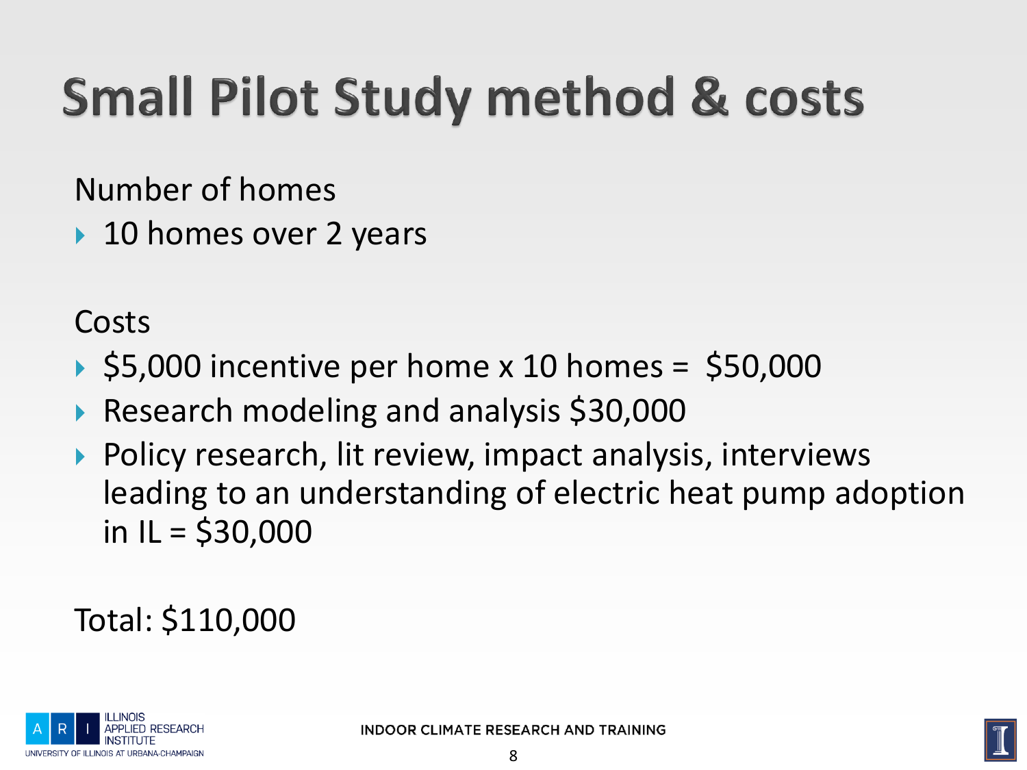# Small Pilot Study method & costs

Number of homes

- 10 homes over 2 years

Costs

- $5,000 incentive per home x 10 homes = $50,000
- Research modeling and analysis $30,000
- Policy research, lit review, impact analysis, interviews leading to an understanding of electric heat pump adoption in IL = $30,000

Total: $110,000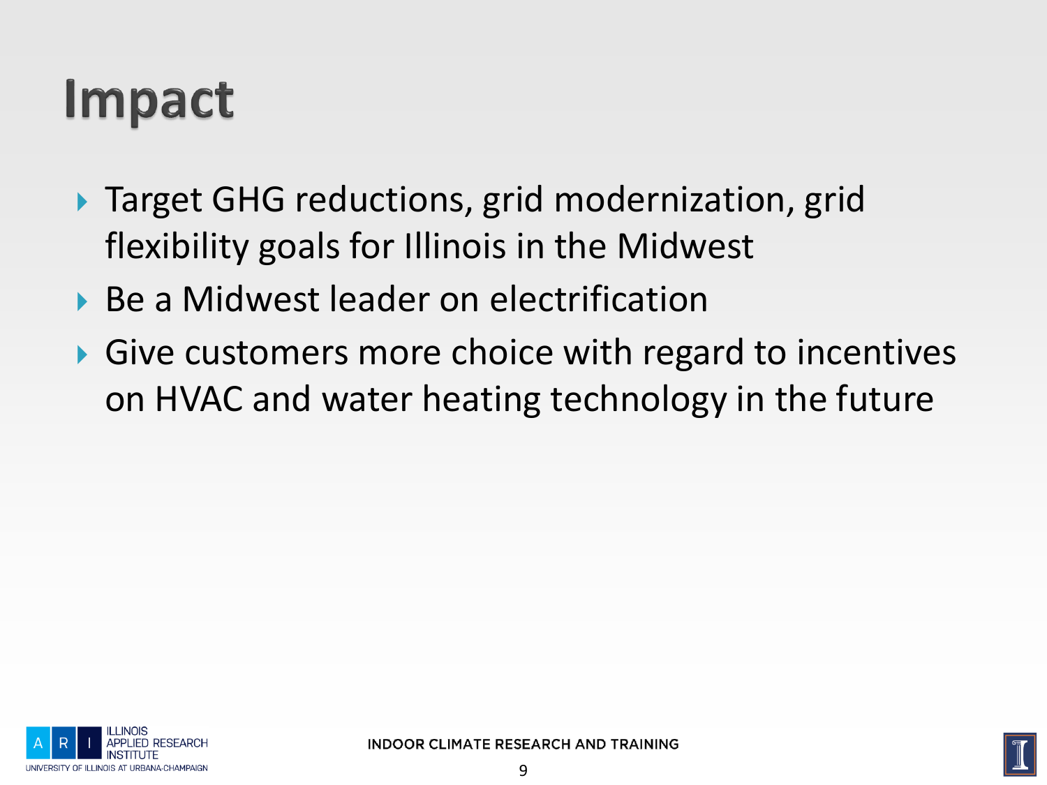# Impact

- Target GHG reductions, grid modernization, grid flexibility goals for Illinois in the Midwest
- Be a Midwest leader on electrification
- Give customers more choice with regard to incentives on HVAC and water heating technology in the future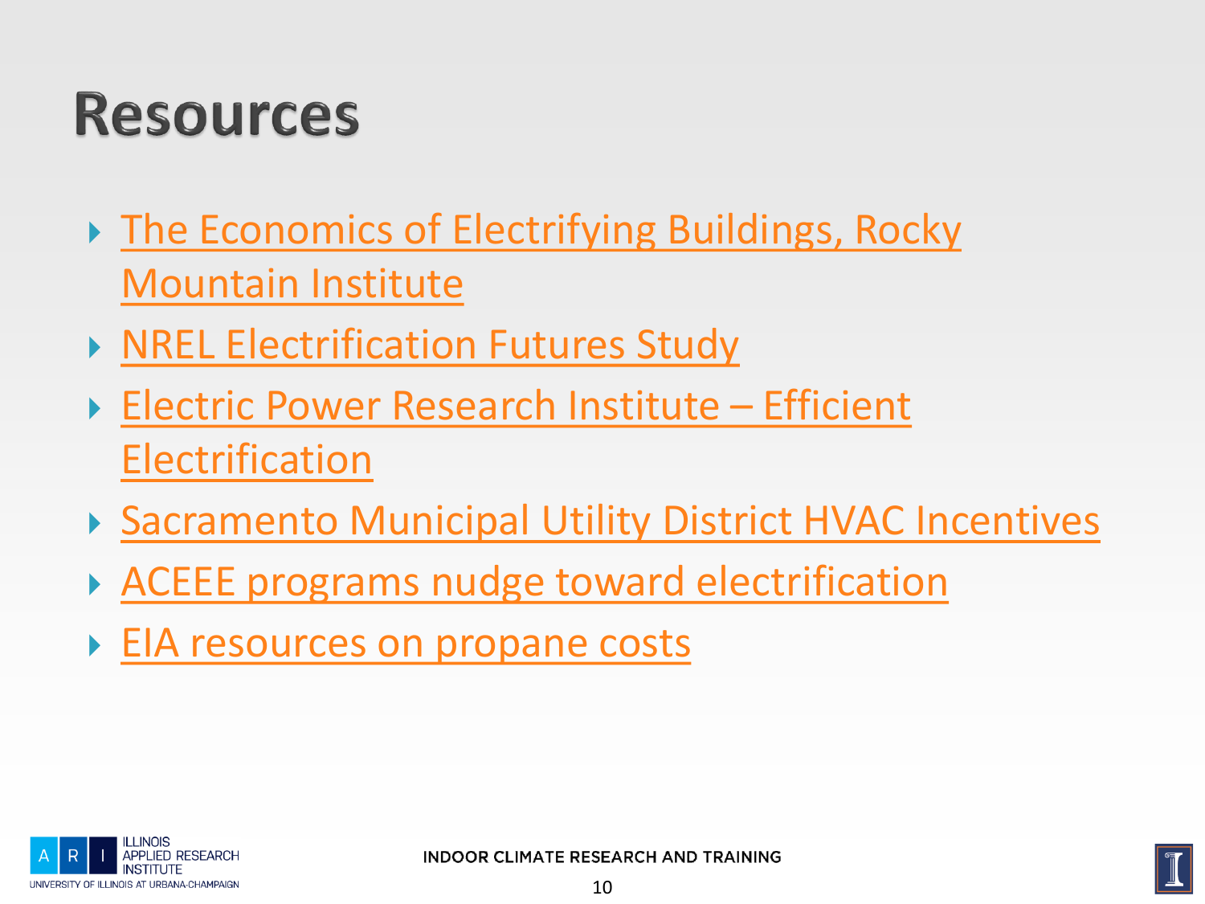# Resources

- The Economics of Electrifying Buildings, Rocky Mountain Institute
- NREL Electrification Futures Study
- Electric Power Research Institute – Efficient Electrification
- Sacramento Municipal Utility District HVAC Incentives
- ACEEE programs nudge toward electrification
- EIA resources on propane costs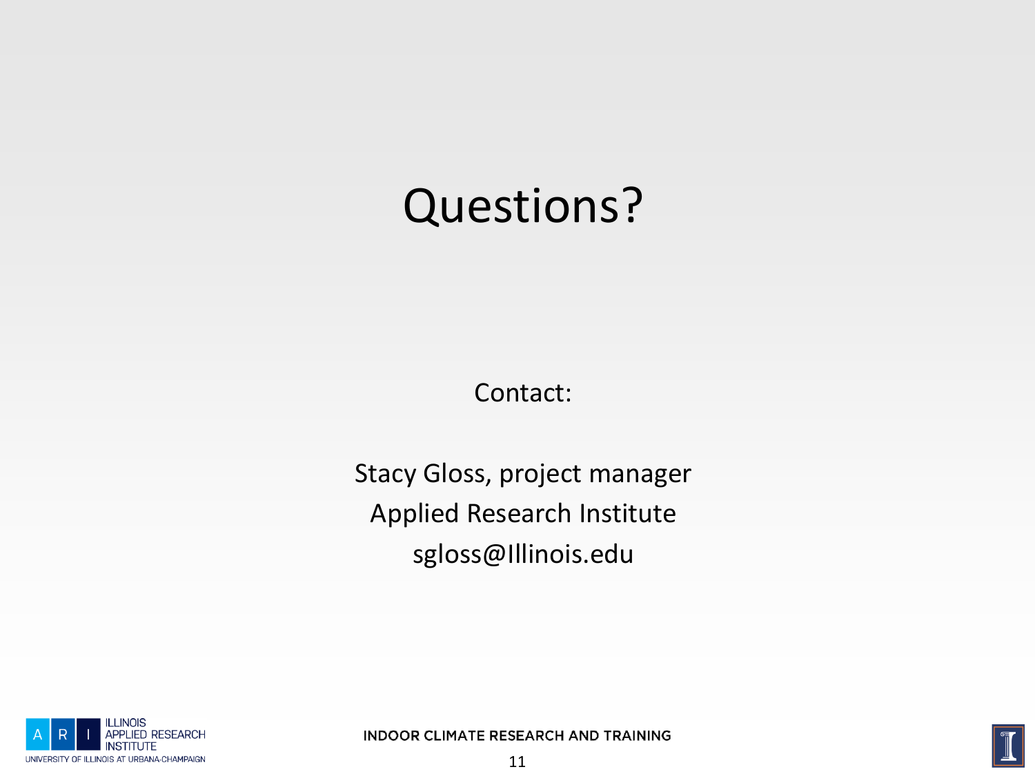# Questions?

Contact:

Stacy Gloss, project manager

Applied Research Institute

sgloss@Illinois.edu